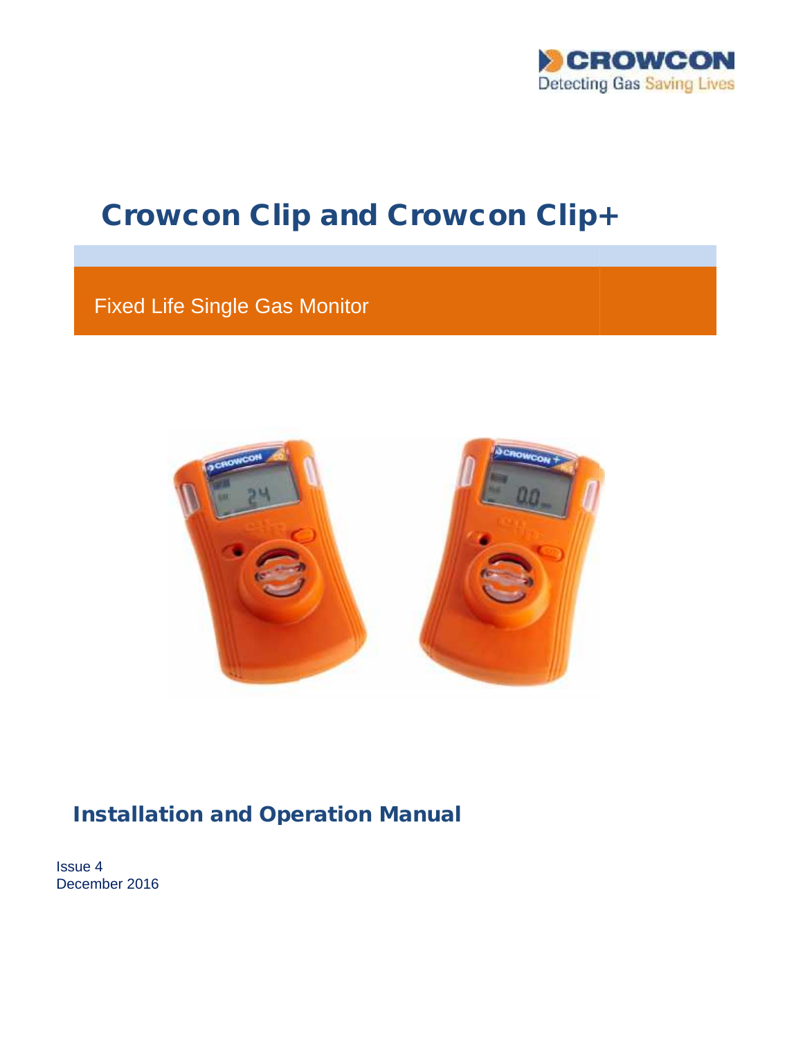CROWCON

Detecting Gas Saving Lives

# Crowcon Clip and Crowcon Clip+

Fixed Life Single Gas Monitor

## Installation and Operation Manual

Issue 4

December 2016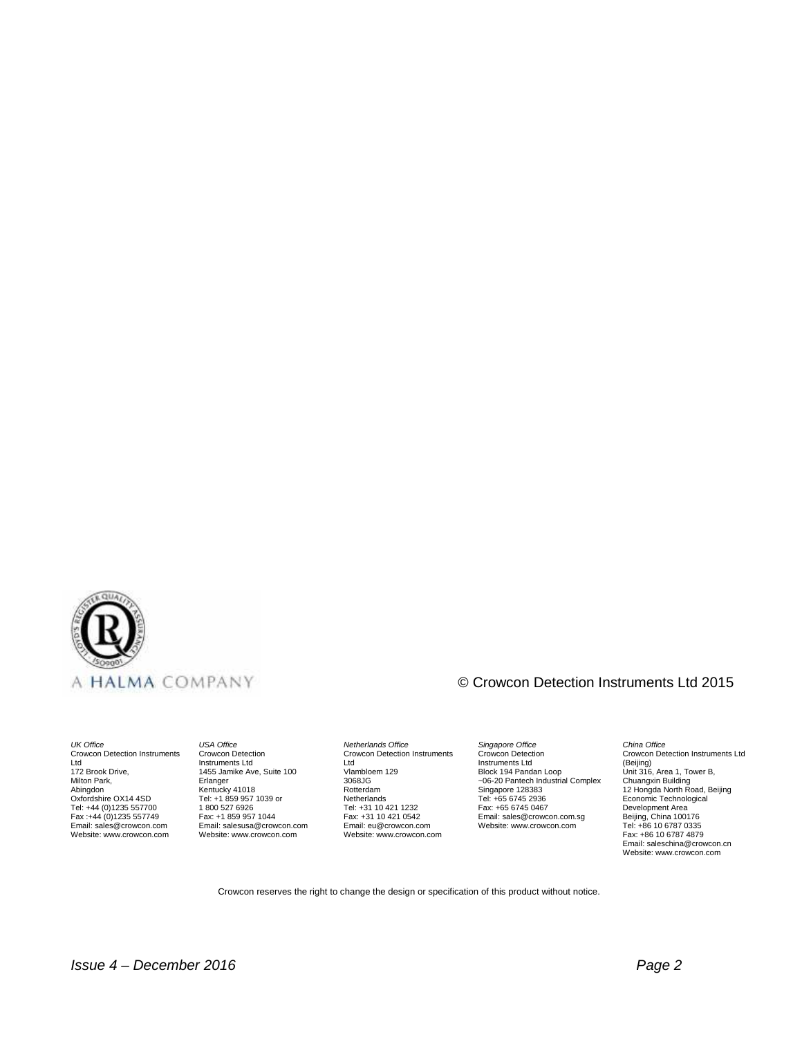A HALMA COMPANY

© Crowcon Detection Instruments Ltd 2015

*UK Office*
Crowcon Detection Instruments Ltd
172 Brook Drive,
Milton Park,
Abingdon
Oxfordshire OX14 4SD
Tel: +44 (0)1235 557700
Fax :+44 (0)1235 557749
Email: sales@crowcon.com
Website: www.crowcon.com

*USA Office*
Crowcon Detection Instruments Ltd
1455 Jamike Ave, Suite 100
Erlanger
Kentucky 41018
Tel: +1 859 957 1039 or
1 800 527 6926
Fax: +1 859 957 1044
Email: salesusa@crowcon.com
Website: www.crowcon.com

*Netherlands Office*
Crowcon Detection Instruments Ltd
Vlambloem 129
3068JG
Rotterdam
Netherlands
Tel: +31 10 421 1232
Fax: +31 10 421 0542
Email: eu@crowcon.com
Website: www.crowcon.com

*Singapore Office*
Crowcon Detection Instruments Ltd
Block 194 Pandan Loop
~06-20 Pantech Industrial Complex
Singapore 128383
Tel: +65 6745 2936
Fax: +65 6745 0467
Email: sales@crowcon.com.sg
Website: www.crowcon.com

*China Office*
Crowcon Detection Instruments Ltd (Beijing)
Unit 316, Area 1, Tower B,
Chuangxin Building
12 Hongda North Road, Beijing
Economic Technological Development Area
Beijing, China 100176
Tel: +86 10 6787 0335
Fax: +86 10 6787 4879
Email: saleschina@crowcon.cn
Website: www.crowcon.com

Crowcon reserves the right to change the design or specification of this product without notice.

*Issue 4 – December 2016*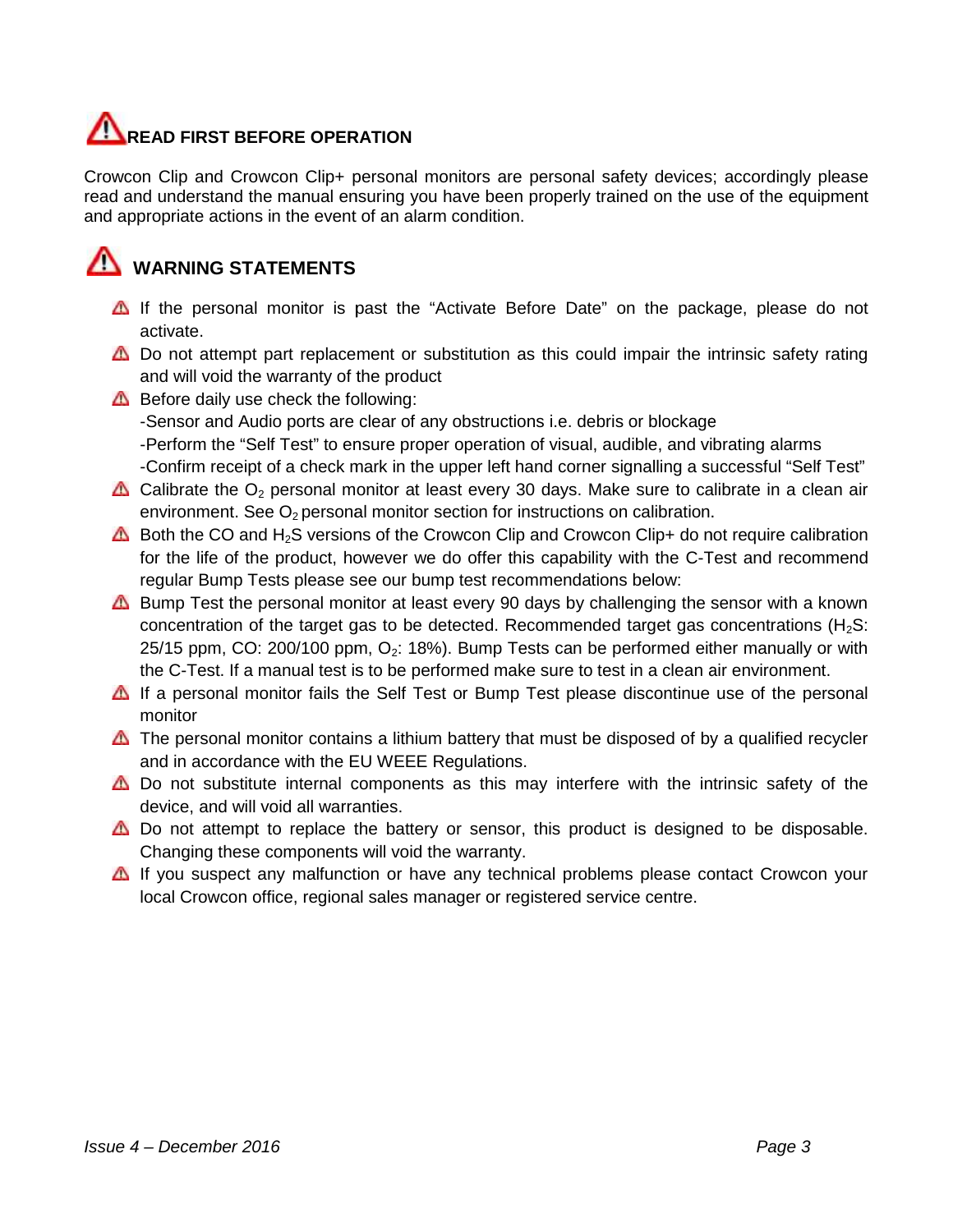## ⚠ READ FIRST BEFORE OPERATION

Crowcon Clip and Crowcon Clip+ personal monitors are personal safety devices; accordingly please read and understand the manual ensuring you have been properly trained on the use of the equipment and appropriate actions in the event of an alarm condition.

## ⚠ WARNING STATEMENTS

- ⚠ If the personal monitor is past the "Activate Before Date" on the package, please do not activate.
- ⚠ Do not attempt part replacement or substitution as this could impair the intrinsic safety rating and will void the warranty of the product
- ⚠ Before daily use check the following:
  -Sensor and Audio ports are clear of any obstructions i.e. debris or blockage
  -Perform the "Self Test" to ensure proper operation of visual, audible, and vibrating alarms
  -Confirm receipt of a check mark in the upper left hand corner signalling a successful "Self Test"
- ⚠ Calibrate the $O_2$ personal monitor at least every 30 days. Make sure to calibrate in a clean air environment. See $O_2$ personal monitor section for instructions on calibration.
- ⚠ Both the CO and $H_2S$ versions of the Crowcon Clip and Crowcon Clip+ do not require calibration for the life of the product, however we do offer this capability with the C-Test and recommend regular Bump Tests please see our bump test recommendations below:
- ⚠ Bump Test the personal monitor at least every 90 days by challenging the sensor with a known concentration of the target gas to be detected. Recommended target gas concentrations ($H_2S$: 25/15 ppm, CO: 200/100 ppm, $O_2$: 18%). Bump Tests can be performed either manually or with the C-Test. If a manual test is to be performed make sure to test in a clean air environment.
- ⚠ If a personal monitor fails the Self Test or Bump Test please discontinue use of the personal monitor
- ⚠ The personal monitor contains a lithium battery that must be disposed of by a qualified recycler and in accordance with the EU WEEE Regulations.
- ⚠ Do not substitute internal components as this may interfere with the intrinsic safety of the device, and will void all warranties.
- ⚠ Do not attempt to replace the battery or sensor, this product is designed to be disposable. Changing these components will void the warranty.
- ⚠ If you suspect any malfunction or have any technical problems please contact Crowcon your local Crowcon office, regional sales manager or registered service centre.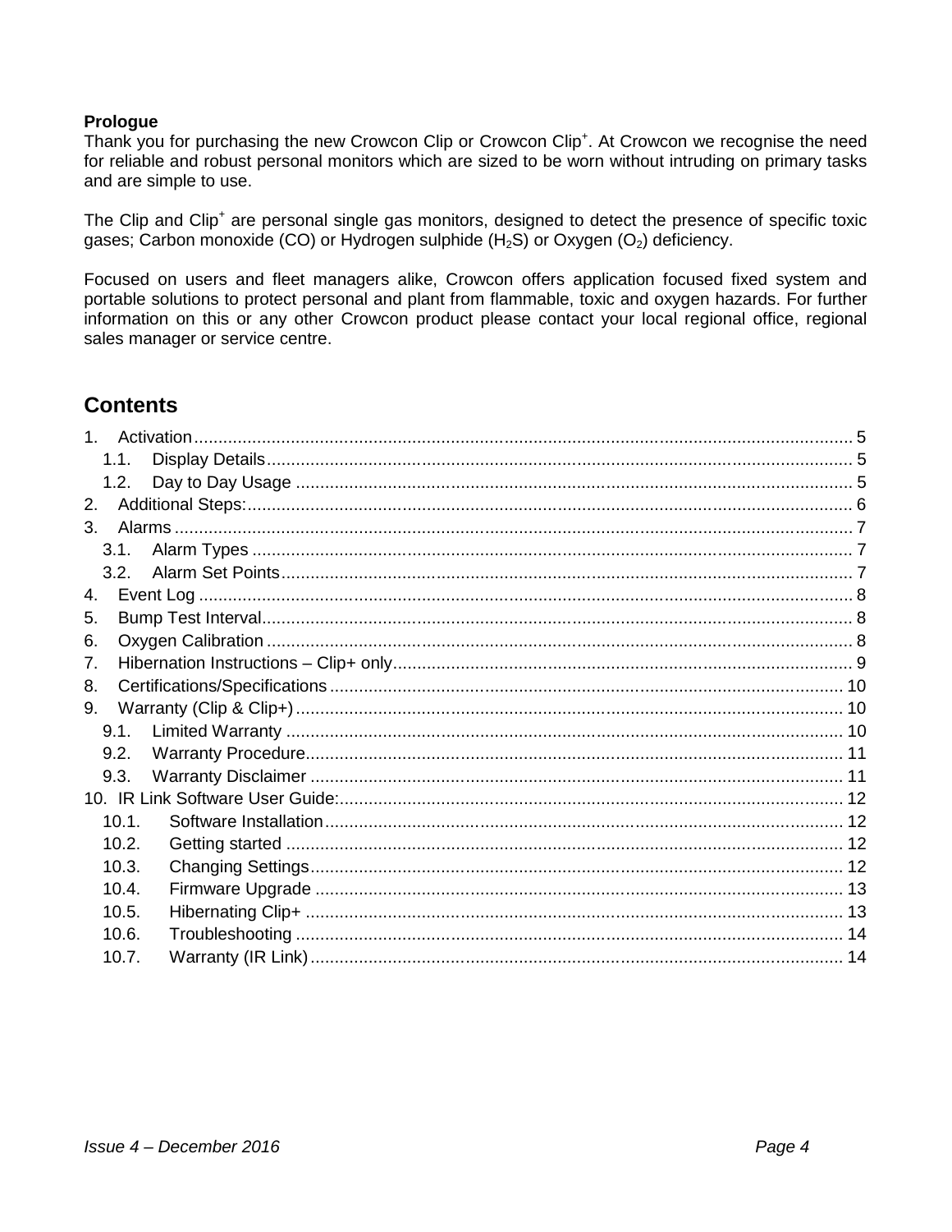**Prologue**

Thank you for purchasing the new Crowcon Clip or Crowcon Clip+. At Crowcon we recognise the need for reliable and robust personal monitors which are sized to be worn without intruding on primary tasks and are simple to use.

The Clip and Clip+ are personal single gas monitors, designed to detect the presence of specific toxic gases; Carbon monoxide (CO) or Hydrogen sulphide ($H_2S$) or Oxygen ($O_2$) deficiency.

Focused on users and fleet managers alike, Crowcon offers application focused fixed system and portable solutions to protect personal and plant from flammable, toxic and oxygen hazards. For further information on this or any other Crowcon product please contact your local regional office, regional sales manager or service centre.

## Contents

1. Activation ..... 5
   - 1.1. Display Details ..... 5
   - 1.2. Day to Day Usage ..... 5
2. Additional Steps: ..... 6
3. Alarms ..... 7
   - 3.1. Alarm Types ..... 7
   - 3.2. Alarm Set Points ..... 7
4. Event Log ..... 8
5. Bump Test Interval ..... 8
6. Oxygen Calibration ..... 8
7. Hibernation Instructions – Clip+ only ..... 9
8. Certifications/Specifications ..... 10
9. Warranty (Clip & Clip+) ..... 10
   - 9.1. Limited Warranty ..... 10
   - 9.2. Warranty Procedure ..... 11
   - 9.3. Warranty Disclaimer ..... 11
10. IR Link Software User Guide: ..... 12
    - 10.1. Software Installation ..... 12
    - 10.2. Getting started ..... 12
    - 10.3. Changing Settings ..... 12
    - 10.4. Firmware Upgrade ..... 13
    - 10.5. Hibernating Clip+ ..... 13
    - 10.6. Troubleshooting ..... 14
    - 10.7. Warranty (IR Link) ..... 14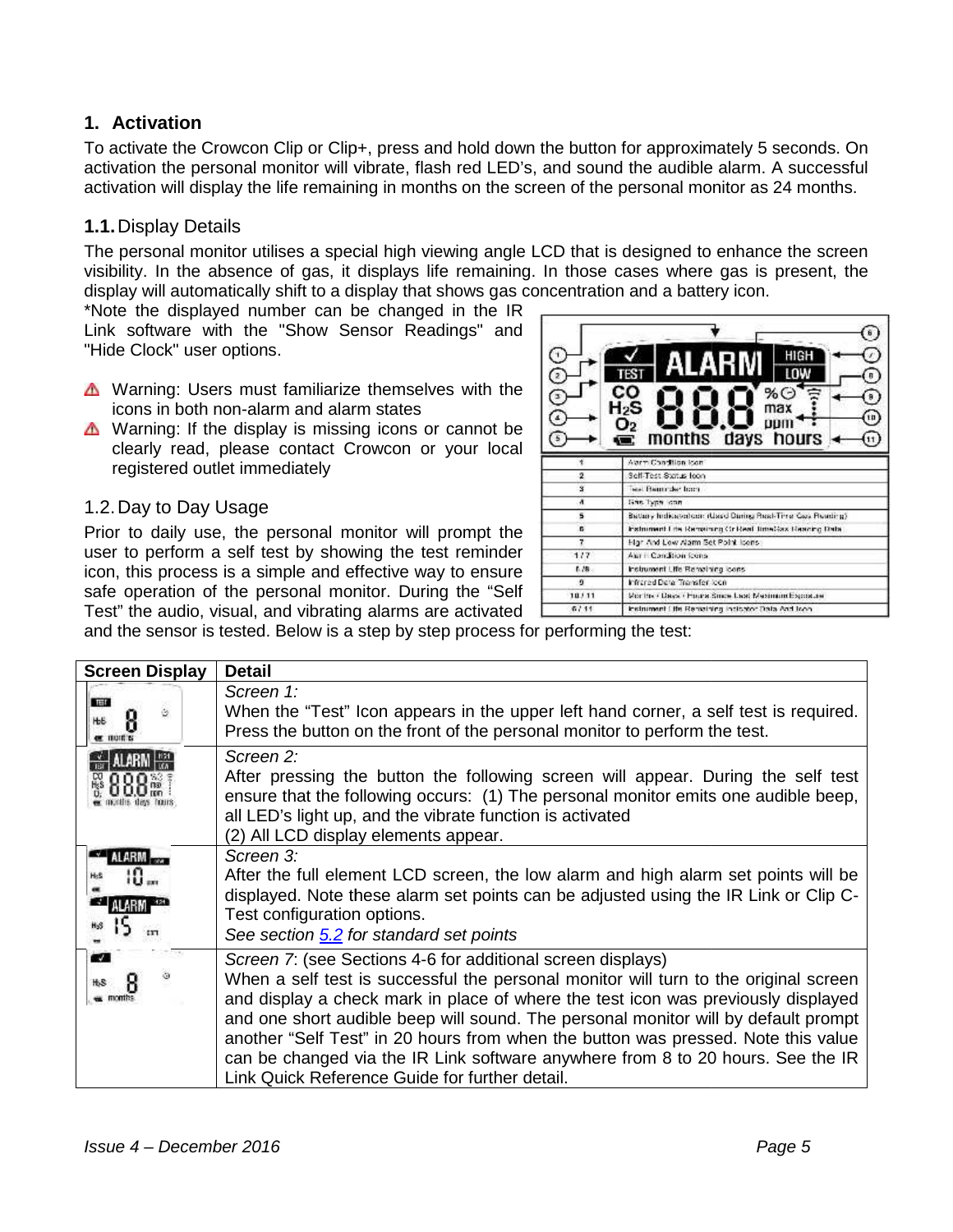## 1. Activation

To activate the Crowcon Clip or Clip+, press and hold down the button for approximately 5 seconds. On activation the personal monitor will vibrate, flash red LED's, and sound the audible alarm. A successful activation will display the life remaining in months on the screen of the personal monitor as 24 months.

### 1.1. Display Details

The personal monitor utilises a special high viewing angle LCD that is designed to enhance the screen visibility. In the absence of gas, it displays life remaining. In those cases where gas is present, the display will automatically shift to a display that shows gas concentration and a battery icon.

*Note the displayed number can be changed in the IR Link software with the "Show Sensor Readings" and "Hide Clock" user options.

| | |
|---|---|
| 1 | Alarm Condition Icon |
| 2 | Self-Test Status Icon |
| 3 | Test Reminder Icon |
| 4 | Gas Type Icon |
| 5 | Battery Indicator Icon (Used During Real-Time Gas Reading) |
| 6 | Instrument Life Remaining Or Real Time/Max Reading Data |
| 7 | High And Low Alarm Set Point Icons |
| 1 / 7 | Alarm Condition Icons |
| 6 /8 | Instrument Life Remaining Icons |
| 9 | Infrared Data Transfer Icon |
| 10 / 11 | Months / Days / Hours Since Last Maximum Exposure |
| 6 / 11 | Instrument Life Remaining Indicator Data And Icon |

⚠ Warning: Users must familiarize themselves with the icons in both non-alarm and alarm states

⚠ Warning: If the display is missing icons or cannot be clearly read, please contact Crowcon or your local registered outlet immediately

### 1.2. Day to Day Usage

Prior to daily use, the personal monitor will prompt the user to perform a self test by showing the test reminder icon, this process is a simple and effective way to ensure safe operation of the personal monitor. During the "Self Test" the audio, visual, and vibrating alarms are activated and the sensor is tested. Below is a step by step process for performing the test:

| Screen Display | Detail |
|---|---|
| | *Screen 1:*<br>When the "Test" Icon appears in the upper left hand corner, a self test is required. Press the button on the front of the personal monitor to perform the test. |
| | *Screen 2:*<br>After pressing the button the following screen will appear. During the self test ensure that the following occurs: (1) The personal monitor emits one audible beep, all LED's light up, and the vibrate function is activated<br>(2) All LCD display elements appear. |
| | *Screen 3:*<br>After the full element LCD screen, the low alarm and high alarm set points will be displayed. Note these alarm set points can be adjusted using the IR Link or Clip C-Test configuration options.<br>*See section 5.2 for standard set points* |
| | *Screen 7*: (see Sections 4-6 for additional screen displays)<br>When a self test is successful the personal monitor will turn to the original screen and display a check mark in place of where the test icon was previously displayed and one short audible beep will sound. The personal monitor will by default prompt another "Self Test" in 20 hours from when the button was pressed. Note this value can be changed via the IR Link software anywhere from 8 to 20 hours. See the IR Link Quick Reference Guide for further detail. |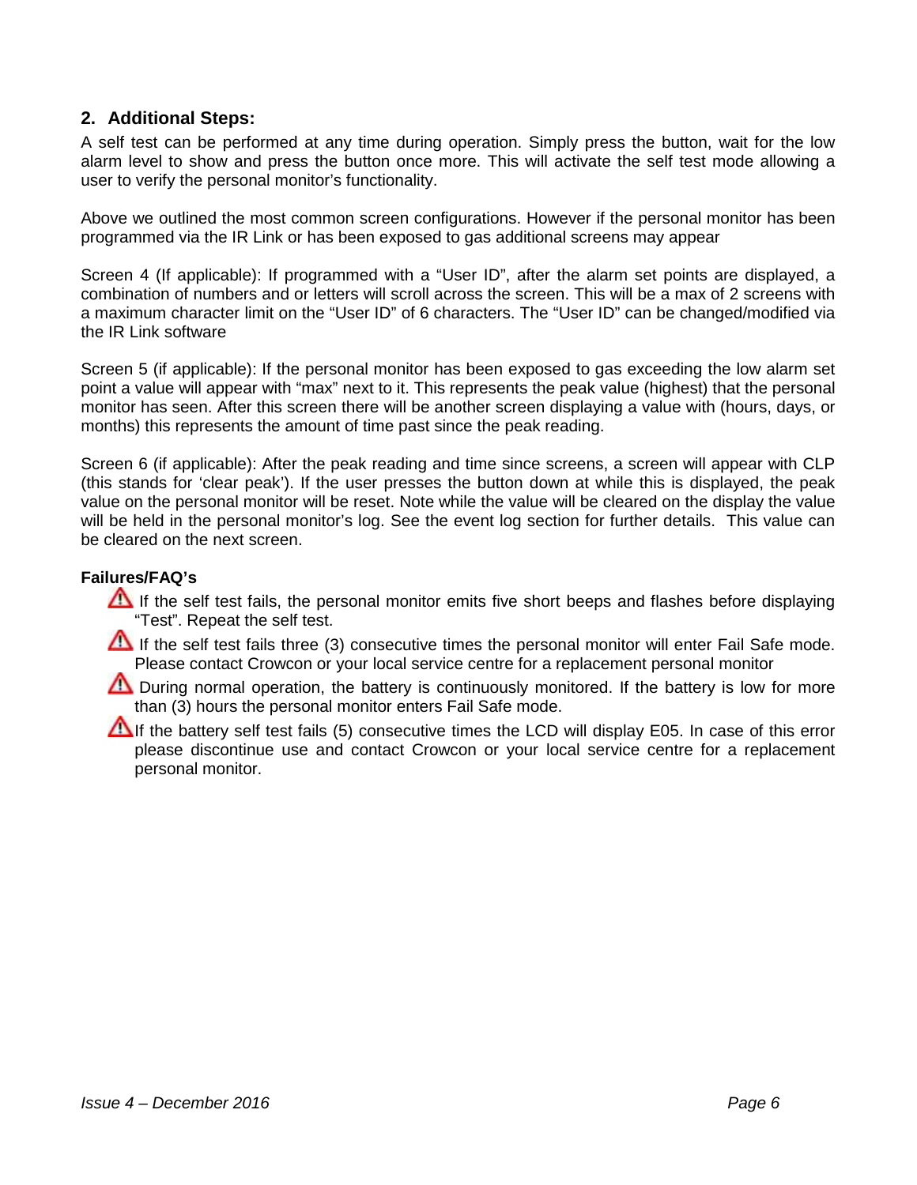## 2. Additional Steps:

A self test can be performed at any time during operation. Simply press the button, wait for the low alarm level to show and press the button once more. This will activate the self test mode allowing a user to verify the personal monitor's functionality.

Above we outlined the most common screen configurations. However if the personal monitor has been programmed via the IR Link or has been exposed to gas additional screens may appear

Screen 4 (If applicable): If programmed with a "User ID", after the alarm set points are displayed, a combination of numbers and or letters will scroll across the screen. This will be a max of 2 screens with a maximum character limit on the "User ID" of 6 characters. The "User ID" can be changed/modified via the IR Link software

Screen 5 (if applicable): If the personal monitor has been exposed to gas exceeding the low alarm set point a value will appear with "max" next to it. This represents the peak value (highest) that the personal monitor has seen. After this screen there will be another screen displaying a value with (hours, days, or months) this represents the amount of time past since the peak reading.

Screen 6 (if applicable): After the peak reading and time since screens, a screen will appear with CLP (this stands for 'clear peak'). If the user presses the button down at while this is displayed, the peak value on the personal monitor will be reset. Note while the value will be cleared on the display the value will be held in the personal monitor's log. See the event log section for further details. This value can be cleared on the next screen.

**Failures/FAQ's**

- ⚠ If the self test fails, the personal monitor emits five short beeps and flashes before displaying "Test". Repeat the self test.
- ⚠ If the self test fails three (3) consecutive times the personal monitor will enter Fail Safe mode. Please contact Crowcon or your local service centre for a replacement personal monitor
- ⚠ During normal operation, the battery is continuously monitored. If the battery is low for more than (3) hours the personal monitor enters Fail Safe mode.
- ⚠ If the battery self test fails (5) consecutive times the LCD will display E05. In case of this error please discontinue use and contact Crowcon or your local service centre for a replacement personal monitor.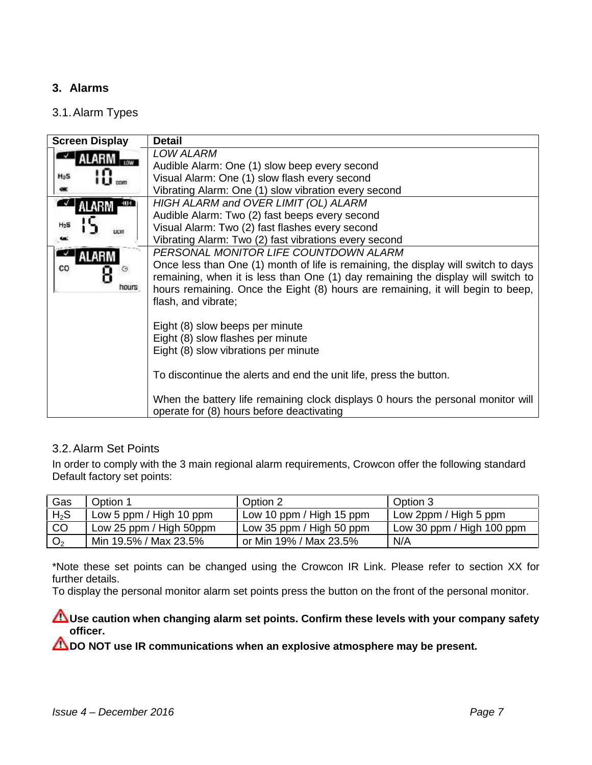## 3. Alarms

### 3.1. Alarm Types

| Screen Display | Detail |
| --- | --- |
| ALARM LOW H2S 10 ppm | *LOW ALARM*<br>Audible Alarm: One (1) slow beep every second<br>Visual Alarm: One (1) slow flash every second<br>Vibrating Alarm: One (1) slow vibration every second |
| ALARM HIGH H2S 15 ppm | *HIGH ALARM and OVER LIMIT (OL) ALARM*<br>Audible Alarm: Two (2) fast beeps every second<br>Visual Alarm: Two (2) fast flashes every second<br>Vibrating Alarm: Two (2) fast vibrations every second |
| ALARM CO 8 hours | *PERSONAL MONITOR LIFE COUNTDOWN ALARM*<br>Once less than One (1) month of life is remaining, the display will switch to days remaining, when it is less than One (1) day remaining the display will switch to hours remaining. Once the Eight (8) hours are remaining, it will begin to beep, flash, and vibrate;<br><br>Eight (8) slow beeps per minute<br>Eight (8) slow flashes per minute<br>Eight (8) slow vibrations per minute<br><br>To discontinue the alerts and end the unit life, press the button.<br><br>When the battery life remaining clock displays 0 hours the personal monitor will operate for (8) hours before deactivating |

### 3.2. Alarm Set Points

In order to comply with the 3 main regional alarm requirements, Crowcon offer the following standard Default factory set points:

| Gas | Option 1 | Option 2 | Option 3 |
| --- | --- | --- | --- |
| $H_2S$ | Low 5 ppm / High 10 ppm | Low 10 ppm / High 15 ppm | Low 2ppm / High 5 ppm |
| CO | Low 25 ppm / High 50ppm | Low 35 ppm / High 50 ppm | Low 30 ppm / High 100 ppm |
| $O_2$ | Min 19.5% / Max 23.5% | or Min 19% / Max 23.5% | N/A |

*Note these set points can be changed using the Crowcon IR Link. Please refer to section XX for further details.
To display the personal monitor alarm set points press the button on the front of the personal monitor.

⚠ **Use caution when changing alarm set points. Confirm these levels with your company safety officer.**

⚠ **DO NOT use IR communications when an explosive atmosphere may be present.**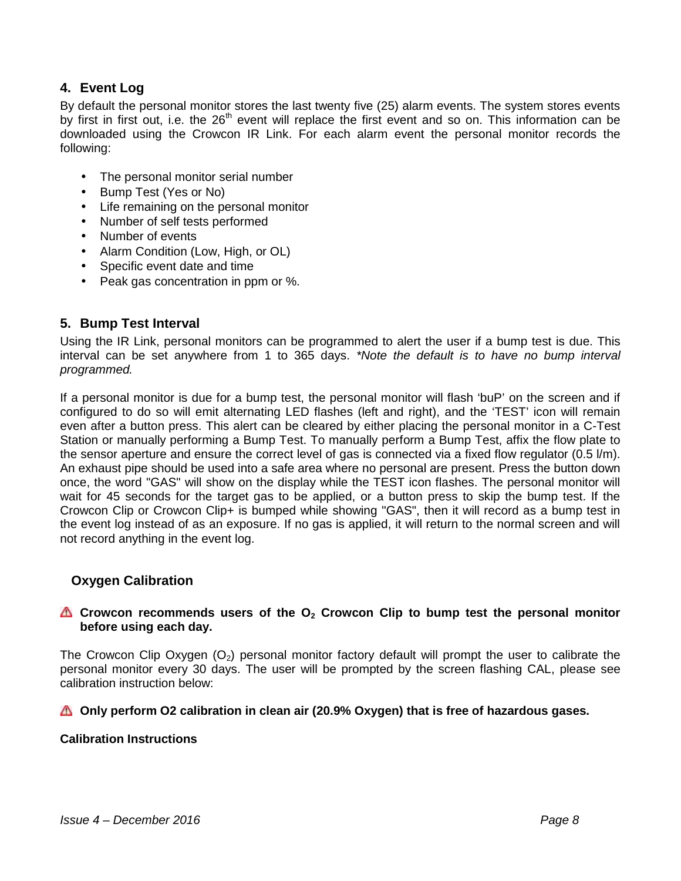## 4. Event Log

By default the personal monitor stores the last twenty five (25) alarm events. The system stores events by first in first out, i.e. the 26th event will replace the first event and so on. This information can be downloaded using the Crowcon IR Link. For each alarm event the personal monitor records the following:

- The personal monitor serial number
- Bump Test (Yes or No)
- Life remaining on the personal monitor
- Number of self tests performed
- Number of events
- Alarm Condition (Low, High, or OL)
- Specific event date and time
- Peak gas concentration in ppm or %.

## 5. Bump Test Interval

Using the IR Link, personal monitors can be programmed to alert the user if a bump test is due. This interval can be set anywhere from 1 to 365 days. **Note the default is to have no bump interval programmed.*

If a personal monitor is due for a bump test, the personal monitor will flash 'buP' on the screen and if configured to do so will emit alternating LED flashes (left and right), and the 'TEST' icon will remain even after a button press. This alert can be cleared by either placing the personal monitor in a C-Test Station or manually performing a Bump Test. To manually perform a Bump Test, affix the flow plate to the sensor aperture and ensure the correct level of gas is connected via a fixed flow regulator (0.5 l/m). An exhaust pipe should be used into a safe area where no personal are present. Press the button down once, the word "GAS" will show on the display while the TEST icon flashes. The personal monitor will wait for 45 seconds for the target gas to be applied, or a button press to skip the bump test. If the Crowcon Clip or Crowcon Clip+ is bumped while showing "GAS", then it will record as a bump test in the event log instead of as an exposure. If no gas is applied, it will return to the normal screen and will not record anything in the event log.

## Oxygen Calibration

⚠ **Crowcon recommends users of the $O_2$ Crowcon Clip to bump test the personal monitor before using each day.**

The Crowcon Clip Oxygen ($O_2$) personal monitor factory default will prompt the user to calibrate the personal monitor every 30 days. The user will be prompted by the screen flashing CAL, please see calibration instruction below:

⚠ **Only perform O2 calibration in clean air (20.9% Oxygen) that is free of hazardous gases.**

**Calibration Instructions**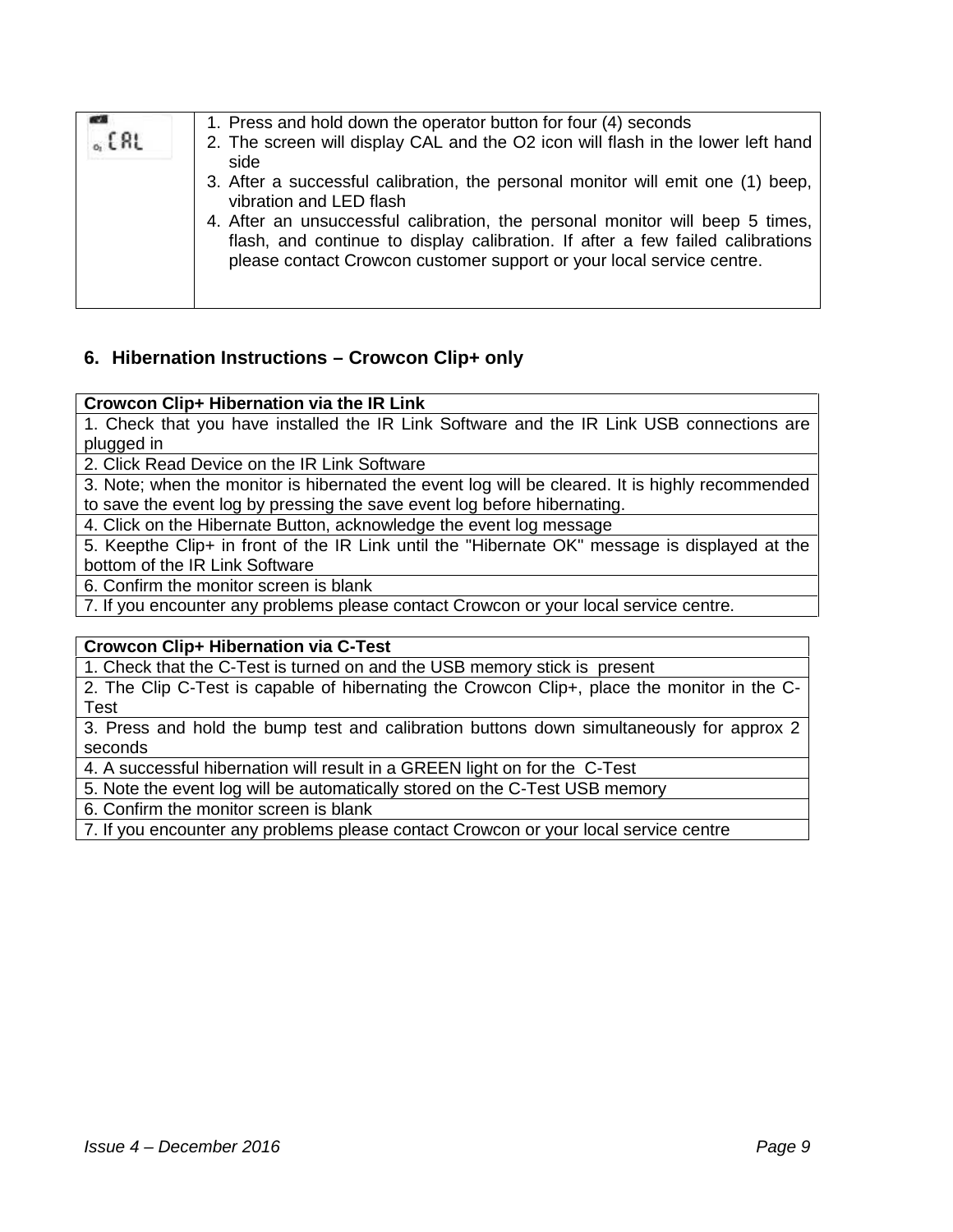| | |
|---|---|
| O2 CAL | 1. Press and hold down the operator button for four (4) seconds<br>2. The screen will display CAL and the O2 icon will flash in the lower left hand side<br>3. After a successful calibration, the personal monitor will emit one (1) beep, vibration and LED flash<br>4. After an unsuccessful calibration, the personal monitor will beep 5 times, flash, and continue to display calibration. If after a few failed calibrations please contact Crowcon customer support or your local service centre. |

## 6. Hibernation Instructions – Crowcon Clip+ only

| **Crowcon Clip+ Hibernation via the IR Link** |
|---|
| 1. Check that you have installed the IR Link Software and the IR Link USB connections are plugged in |
| 2. Click Read Device on the IR Link Software |
| 3. Note; when the monitor is hibernated the event log will be cleared. It is highly recommended to save the event log by pressing the save event log before hibernating. |
| 4. Click on the Hibernate Button, acknowledge the event log message |
| 5. Keepthe Clip+ in front of the IR Link until the "Hibernate OK" message is displayed at the bottom of the IR Link Software |
| 6. Confirm the monitor screen is blank |
| 7. If you encounter any problems please contact Crowcon or your local service centre. |

| **Crowcon Clip+ Hibernation via C-Test** |
|---|
| 1. Check that the C-Test is turned on and the USB memory stick is present |
| 2. The Clip C-Test is capable of hibernating the Crowcon Clip+, place the monitor in the C-Test |
| 3. Press and hold the bump test and calibration buttons down simultaneously for approx 2 seconds |
| 4. A successful hibernation will result in a GREEN light on for the C-Test |
| 5. Note the event log will be automatically stored on the C-Test USB memory |
| 6. Confirm the monitor screen is blank |
| 7. If you encounter any problems please contact Crowcon or your local service centre |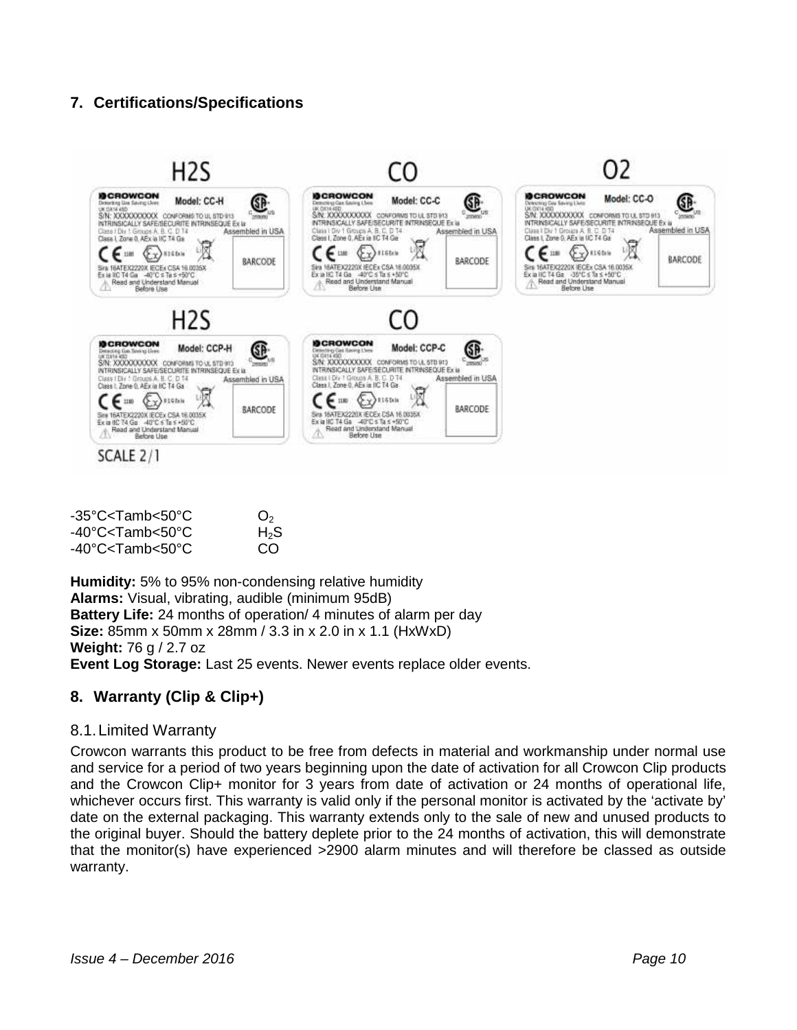## 7. Certifications/Specifications

-35°C<Tamb<50°C $O_2$
-40°C<Tamb<50°C $H_2S$
-40°C<Tamb<50°C CO

**Humidity:** 5% to 95% non-condensing relative humidity
**Alarms:** Visual, vibrating, audible (minimum 95dB)
**Battery Life:** 24 months of operation/ 4 minutes of alarm per day
**Size:** 85mm x 50mm x 28mm / 3.3 in x 2.0 in x 1.1 (HxWxD)
**Weight:** 76 g / 2.7 oz
**Event Log Storage:** Last 25 events. Newer events replace older events.

## 8. Warranty (Clip & Clip+)

### 8.1. Limited Warranty

Crowcon warrants this product to be free from defects in material and workmanship under normal use and service for a period of two years beginning upon the date of activation for all Crowcon Clip products and the Crowcon Clip+ monitor for 3 years from date of activation or 24 months of operational life, whichever occurs first. This warranty is valid only if the personal monitor is activated by the 'activate by' date on the external packaging. This warranty extends only to the sale of new and unused products to the original buyer. Should the battery deplete prior to the 24 months of activation, this will demonstrate that the monitor(s) have experienced >2900 alarm minutes and will therefore be classed as outside warranty.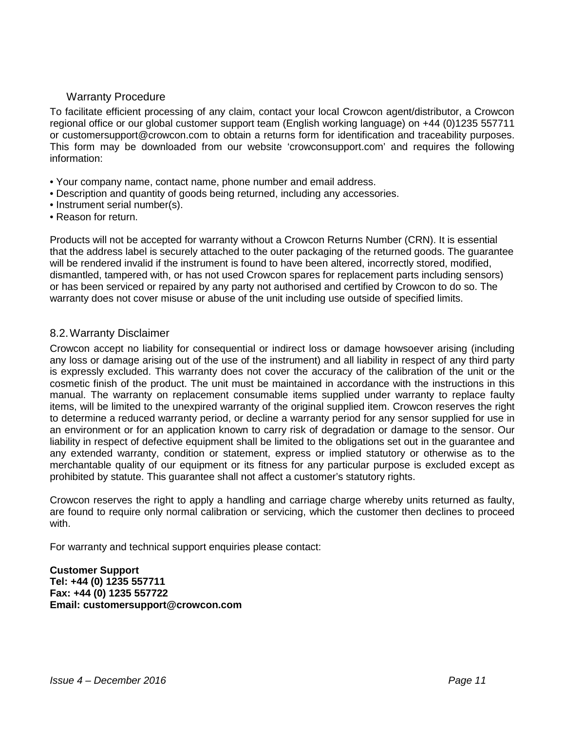## Warranty Procedure

To facilitate efficient processing of any claim, contact your local Crowcon agent/distributor, a Crowcon regional office or our global customer support team (English working language) on +44 (0)1235 557711 or customersupport@crowcon.com to obtain a returns form for identification and traceability purposes. This form may be downloaded from our website ‘crowconsupport.com’ and requires the following information:

- Your company name, contact name, phone number and email address.
- Description and quantity of goods being returned, including any accessories.
- Instrument serial number(s).
- Reason for return.

Products will not be accepted for warranty without a Crowcon Returns Number (CRN). It is essential that the address label is securely attached to the outer packaging of the returned goods. The guarantee will be rendered invalid if the instrument is found to have been altered, incorrectly stored, modified, dismantled, tampered with, or has not used Crowcon spares for replacement parts including sensors) or has been serviced or repaired by any party not authorised and certified by Crowcon to do so. The warranty does not cover misuse or abuse of the unit including use outside of specified limits.

## 8.2. Warranty Disclaimer

Crowcon accept no liability for consequential or indirect loss or damage howsoever arising (including any loss or damage arising out of the use of the instrument) and all liability in respect of any third party is expressly excluded. This warranty does not cover the accuracy of the calibration of the unit or the cosmetic finish of the product. The unit must be maintained in accordance with the instructions in this manual. The warranty on replacement consumable items supplied under warranty to replace faulty items, will be limited to the unexpired warranty of the original supplied item. Crowcon reserves the right to determine a reduced warranty period, or decline a warranty period for any sensor supplied for use in an environment or for an application known to carry risk of degradation or damage to the sensor. Our liability in respect of defective equipment shall be limited to the obligations set out in the guarantee and any extended warranty, condition or statement, express or implied statutory or otherwise as to the merchantable quality of our equipment or its fitness for any particular purpose is excluded except as prohibited by statute. This guarantee shall not affect a customer’s statutory rights.

Crowcon reserves the right to apply a handling and carriage charge whereby units returned as faulty, are found to require only normal calibration or servicing, which the customer then declines to proceed with.

For warranty and technical support enquiries please contact:

**Customer Support**
**Tel: +44 (0) 1235 557711**
**Fax: +44 (0) 1235 557722**
**Email: customersupport@crowcon.com**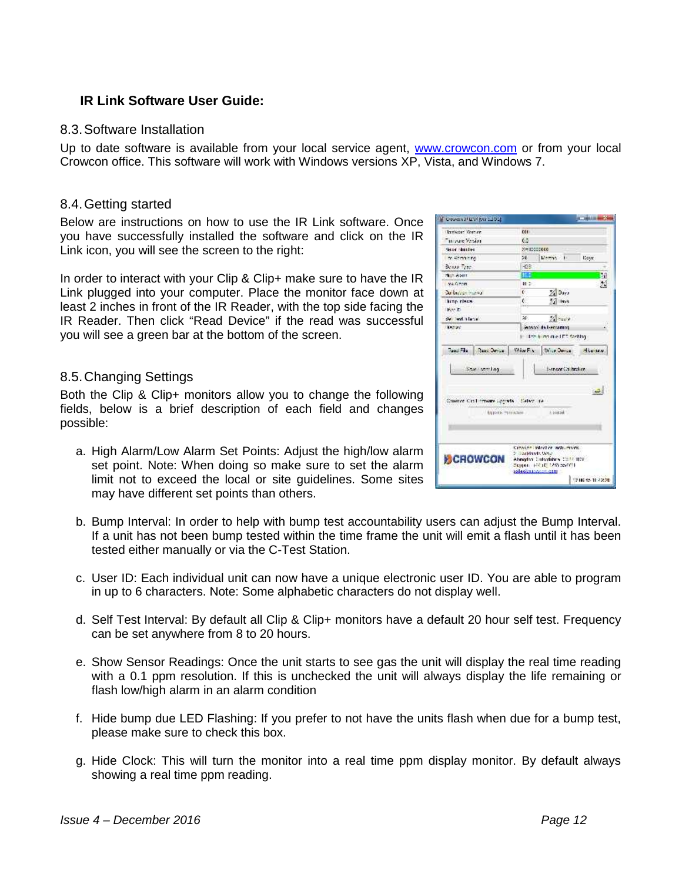## IR Link Software User Guide:

### 8.3. Software Installation

Up to date software is available from your local service agent, www.crowcon.com or from your local Crowcon office. This software will work with Windows versions XP, Vista, and Windows 7.

### 8.4. Getting started

Below are instructions on how to use the IR Link software. Once you have successfully installed the software and click on the IR Link icon, you will see the screen to the right:

In order to interact with your Clip & Clip+ make sure to have the IR Link plugged into your computer. Place the monitor face down at least 2 inches in front of the IR Reader, with the top side facing the IR Reader. Then click "Read Device" if the read was successful you will see a green bar at the bottom of the screen.

### 8.5. Changing Settings

Both the Clip & Clip+ monitors allow you to change the following fields, below is a brief description of each field and changes possible:

a. High Alarm/Low Alarm Set Points: Adjust the high/low alarm set point. Note: When doing so make sure to set the alarm limit not to exceed the local or site guidelines. Some sites may have different set points than others.

b. Bump Interval: In order to help with bump test accountability users can adjust the Bump Interval. If a unit has not been bump tested within the time frame the unit will emit a flash until it has been tested either manually or via the C-Test Station.

c. User ID: Each individual unit can now have a unique electronic user ID. You are able to program in up to 6 characters. Note: Some alphabetic characters do not display well.

d. Self Test Interval: By default all Clip & Clip+ monitors have a default 20 hour self test. Frequency can be set anywhere from 8 to 20 hours.

e. Show Sensor Readings: Once the unit starts to see gas the unit will display the real time reading with a 0.1 ppm resolution. If this is unchecked the unit will always display the life remaining or flash low/high alarm in an alarm condition

f. Hide bump due LED Flashing: If you prefer to not have the units flash when due for a bump test, please make sure to check this box.

g. Hide Clock: This will turn the monitor into a real time ppm display monitor. By default always showing a real time ppm reading.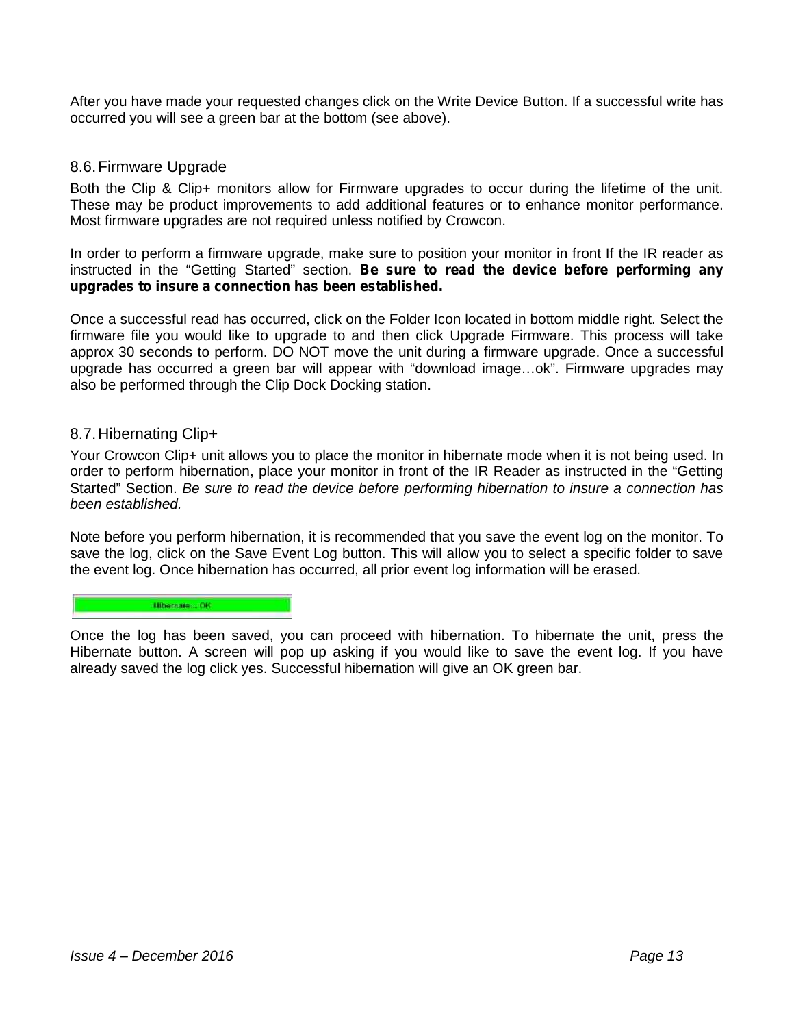After you have made your requested changes click on the Write Device Button. If a successful write has occurred you will see a green bar at the bottom (see above).

## 8.6. Firmware Upgrade

Both the Clip & Clip+ monitors allow for Firmware upgrades to occur during the lifetime of the unit. These may be product improvements to add additional features or to enhance monitor performance. Most firmware upgrades are not required unless notified by Crowcon.

In order to perform a firmware upgrade, make sure to position your monitor in front If the IR reader as instructed in the “Getting Started” section. **Be sure to read the device before performing any upgrades to insure a connection has been established.**

Once a successful read has occurred, click on the Folder Icon located in bottom middle right. Select the firmware file you would like to upgrade to and then click Upgrade Firmware. This process will take approx 30 seconds to perform. DO NOT move the unit during a firmware upgrade. Once a successful upgrade has occurred a green bar will appear with “download image…ok”. Firmware upgrades may also be performed through the Clip Dock Docking station.

## 8.7. Hibernating Clip+

Your Crowcon Clip+ unit allows you to place the monitor in hibernate mode when it is not being used. In order to perform hibernation, place your monitor in front of the IR Reader as instructed in the “Getting Started” Section. *Be sure to read the device before performing hibernation to insure a connection has been established.*

Note before you perform hibernation, it is recommended that you save the event log on the monitor. To save the log, click on the Save Event Log button. This will allow you to select a specific folder to save the event log. Once hibernation has occurred, all prior event log information will be erased.

Hibernate... OK

Once the log has been saved, you can proceed with hibernation. To hibernate the unit, press the Hibernate button. A screen will pop up asking if you would like to save the event log. If you have already saved the log click yes. Successful hibernation will give an OK green bar.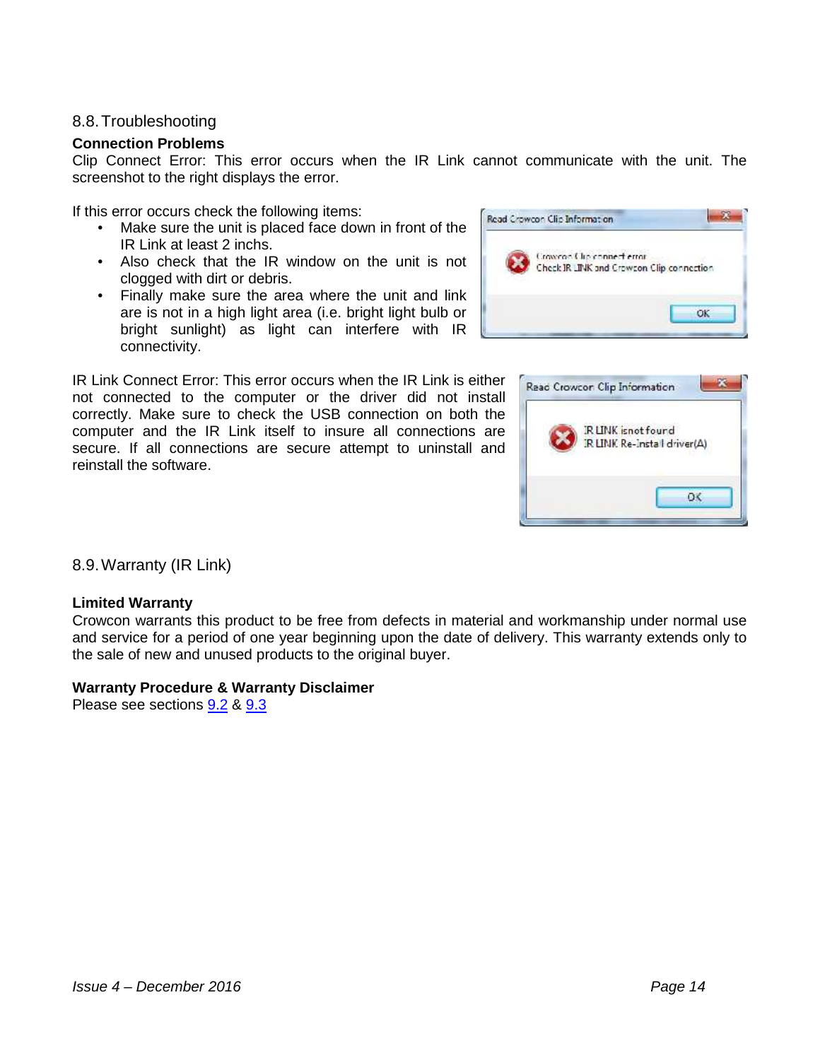## 8.8. Troubleshooting

**Connection Problems**

Clip Connect Error: This error occurs when the IR Link cannot communicate with the unit. The screenshot to the right displays the error.

If this error occurs check the following items:

- Make sure the unit is placed face down in front of the IR Link at least 2 inchs.
- Also check that the IR window on the unit is not clogged with dirt or debris.
- Finally make sure the area where the unit and link are is not in a high light area (i.e. bright light bulb or bright sunlight) as light can interfere with IR connectivity.

IR Link Connect Error: This error occurs when the IR Link is either not connected to the computer or the driver did not install correctly. Make sure to check the USB connection on both the computer and the IR Link itself to insure all connections are secure. If all connections are secure attempt to uninstall and reinstall the software.

## 8.9. Warranty (IR Link)

**Limited Warranty**

Crowcon warrants this product to be free from defects in material and workmanship under normal use and service for a period of one year beginning upon the date of delivery. This warranty extends only to the sale of new and unused products to the original buyer.

**Warranty Procedure & Warranty Disclaimer**

Please see sections 9.2 & 9.3